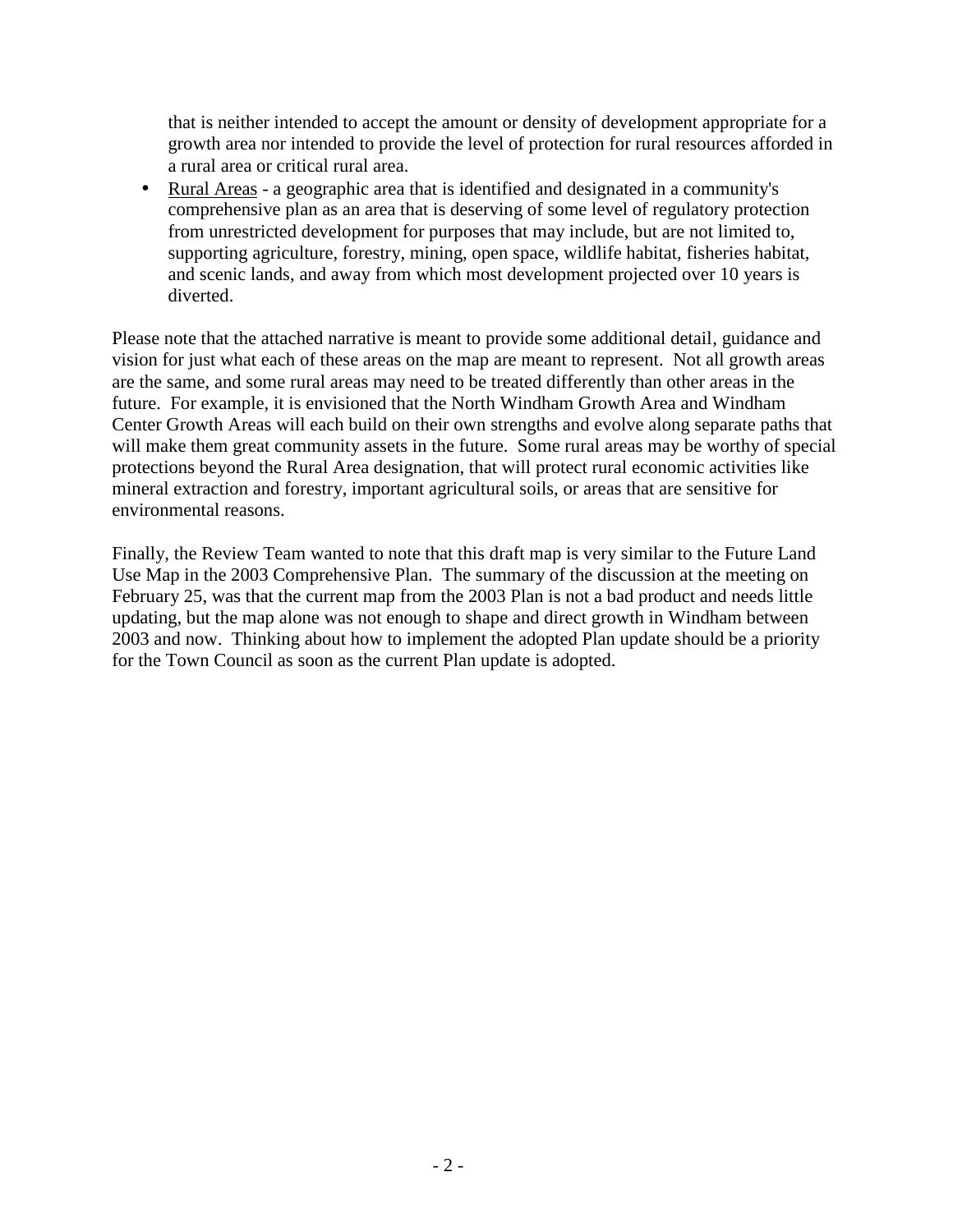that is neither intended to accept the amount or density of development appropriate for a growth area nor intended to provide the level of protection for rural resources afforded in a rural area or critical rural area.

- Rural Areas - a geographic area that is identified and designated in a community's comprehensive plan as an area that is deserving of some level of regulatory protection from unrestricted development for purposes that may include, but are not limited to, supporting agriculture, forestry, mining, open space, wildlife habitat, fisheries habitat, and scenic lands, and away from which most development projected over 10 years is diverted.

Please note that the attached narrative is meant to provide some additional detail, guidance and vision for just what each of these areas on the map are meant to represent. Not all growth areas are the same, and some rural areas may need to be treated differently than other areas in the future. For example, it is envisioned that the North Windham Growth Area and Windham Center Growth Areas will each build on their own strengths and evolve along separate paths that will make them great community assets in the future. Some rural areas may be worthy of special protections beyond the Rural Area designation, that will protect rural economic activities like mineral extraction and forestry, important agricultural soils, or areas that are sensitive for environmental reasons.

Finally, the Review Team wanted to note that this draft map is very similar to the Future Land Use Map in the 2003 Comprehensive Plan. The summary of the discussion at the meeting on February 25, was that the current map from the 2003 Plan is not a bad product and needs little updating, but the map alone was not enough to shape and direct growth in Windham between 2003 and now. Thinking about how to implement the adopted Plan update should be a priority for the Town Council as soon as the current Plan update is adopted.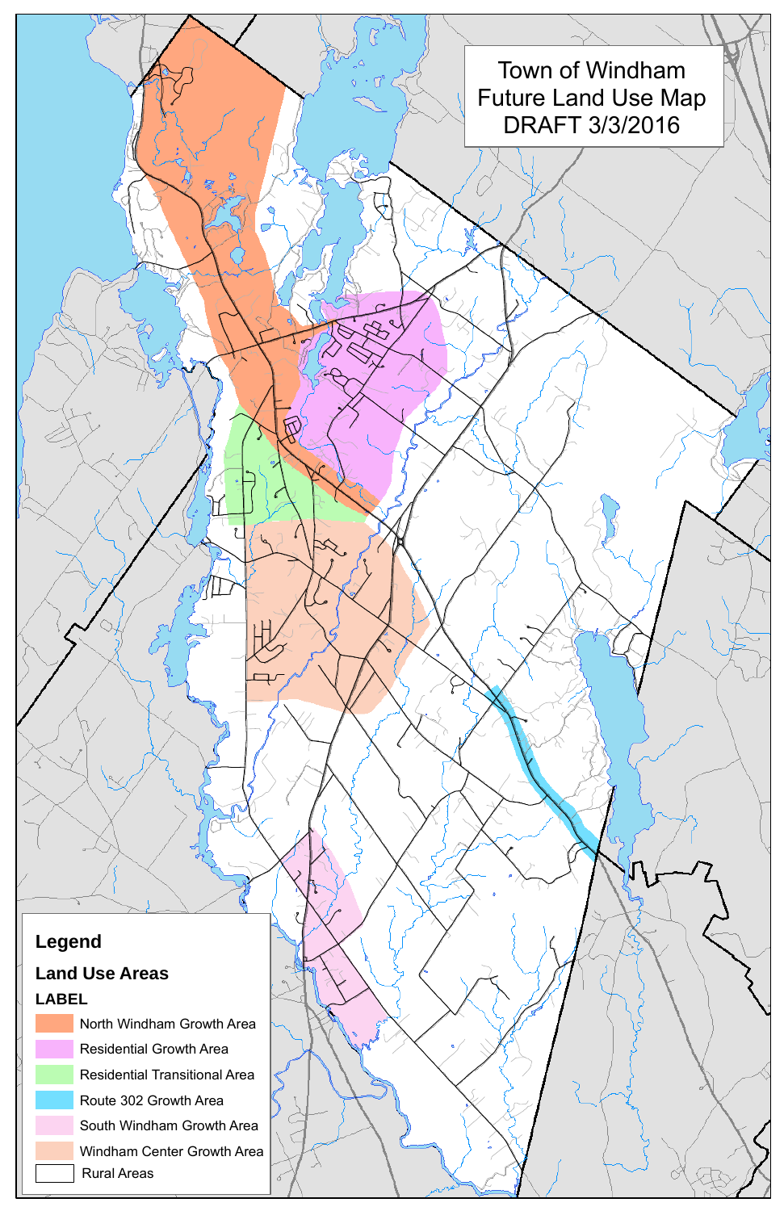# Town of Windham Future Land Use Map DRAFT 3/3/2016

**Legend**

**Land Use Areas**

**LABEL**

- North Windham Growth Area
- Residential Growth Area
- Residential Transitional Area
- Route 302 Growth Area
- South Windham Growth Area
- Windham Center Growth Area
- Rural Areas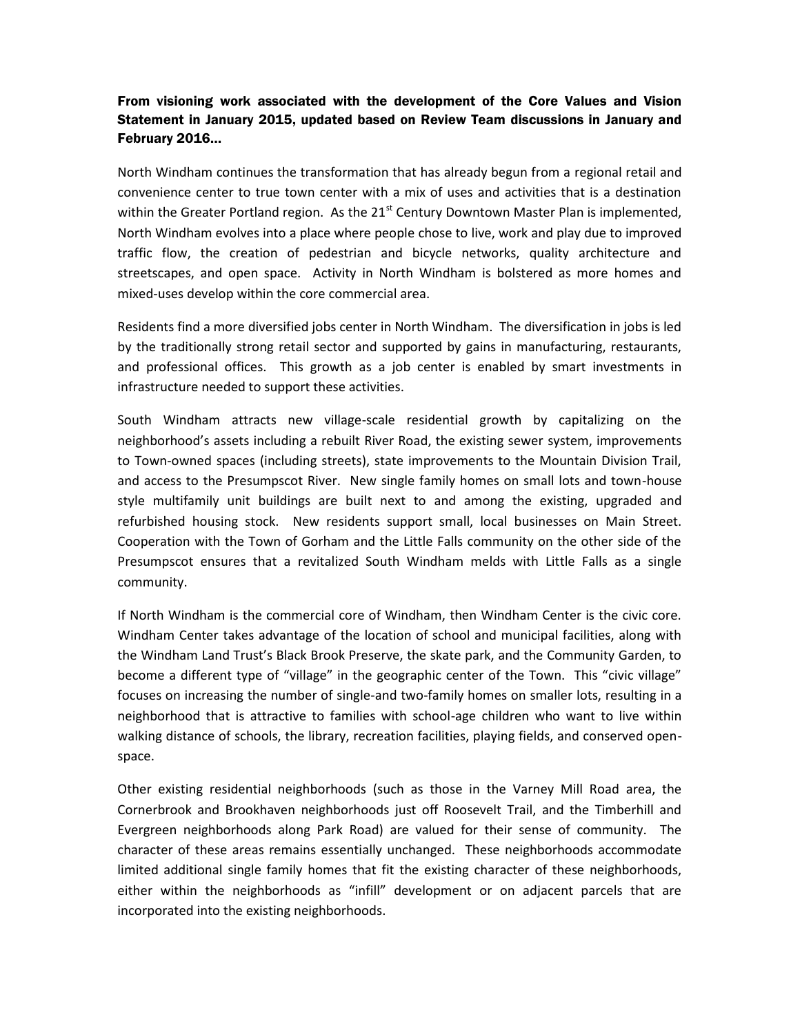**From visioning work associated with the development of the Core Values and Vision Statement in January 2015, updated based on Review Team discussions in January and February 2016…**

North Windham continues the transformation that has already begun from a regional retail and convenience center to true town center with a mix of uses and activities that is a destination within the Greater Portland region. As the 21st Century Downtown Master Plan is implemented, North Windham evolves into a place where people chose to live, work and play due to improved traffic flow, the creation of pedestrian and bicycle networks, quality architecture and streetscapes, and open space. Activity in North Windham is bolstered as more homes and mixed-uses develop within the core commercial area.

Residents find a more diversified jobs center in North Windham. The diversification in jobs is led by the traditionally strong retail sector and supported by gains in manufacturing, restaurants, and professional offices. This growth as a job center is enabled by smart investments in infrastructure needed to support these activities.

South Windham attracts new village-scale residential growth by capitalizing on the neighborhood's assets including a rebuilt River Road, the existing sewer system, improvements to Town-owned spaces (including streets), state improvements to the Mountain Division Trail, and access to the Presumpscot River. New single family homes on small lots and town-house style multifamily unit buildings are built next to and among the existing, upgraded and refurbished housing stock. New residents support small, local businesses on Main Street. Cooperation with the Town of Gorham and the Little Falls community on the other side of the Presumpscot ensures that a revitalized South Windham melds with Little Falls as a single community.

If North Windham is the commercial core of Windham, then Windham Center is the civic core. Windham Center takes advantage of the location of school and municipal facilities, along with the Windham Land Trust's Black Brook Preserve, the skate park, and the Community Garden, to become a different type of "village" in the geographic center of the Town. This "civic village" focuses on increasing the number of single-and two-family homes on smaller lots, resulting in a neighborhood that is attractive to families with school-age children who want to live within walking distance of schools, the library, recreation facilities, playing fields, and conserved open-space.

Other existing residential neighborhoods (such as those in the Varney Mill Road area, the Cornerbrook and Brookhaven neighborhoods just off Roosevelt Trail, and the Timberhill and Evergreen neighborhoods along Park Road) are valued for their sense of community. The character of these areas remains essentially unchanged. These neighborhoods accommodate limited additional single family homes that fit the existing character of these neighborhoods, either within the neighborhoods as "infill" development or on adjacent parcels that are incorporated into the existing neighborhoods.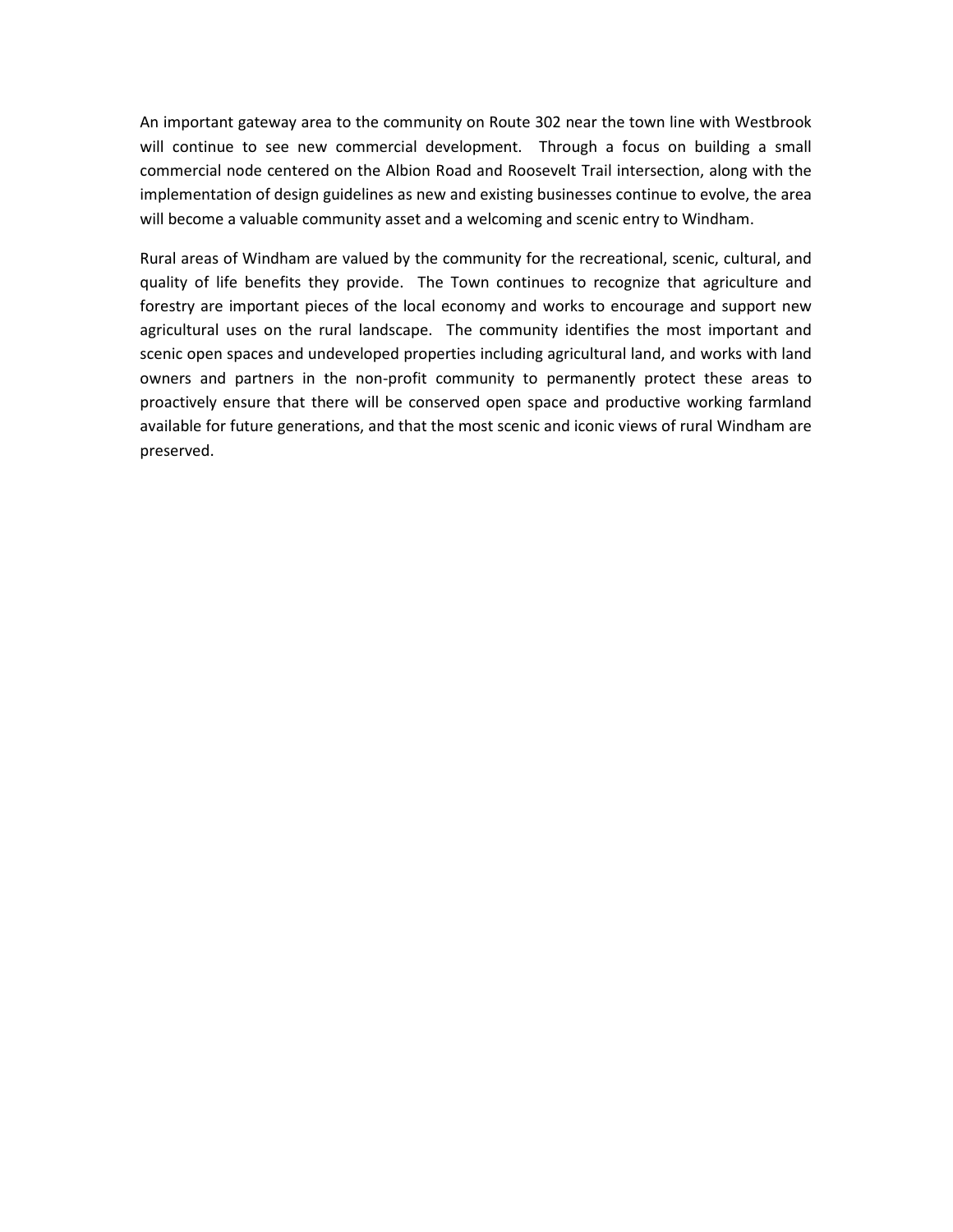An important gateway area to the community on Route 302 near the town line with Westbrook will continue to see new commercial development. Through a focus on building a small commercial node centered on the Albion Road and Roosevelt Trail intersection, along with the implementation of design guidelines as new and existing businesses continue to evolve, the area will become a valuable community asset and a welcoming and scenic entry to Windham.

Rural areas of Windham are valued by the community for the recreational, scenic, cultural, and quality of life benefits they provide. The Town continues to recognize that agriculture and forestry are important pieces of the local economy and works to encourage and support new agricultural uses on the rural landscape. The community identifies the most important and scenic open spaces and undeveloped properties including agricultural land, and works with land owners and partners in the non-profit community to permanently protect these areas to proactively ensure that there will be conserved open space and productive working farmland available for future generations, and that the most scenic and iconic views of rural Windham are preserved.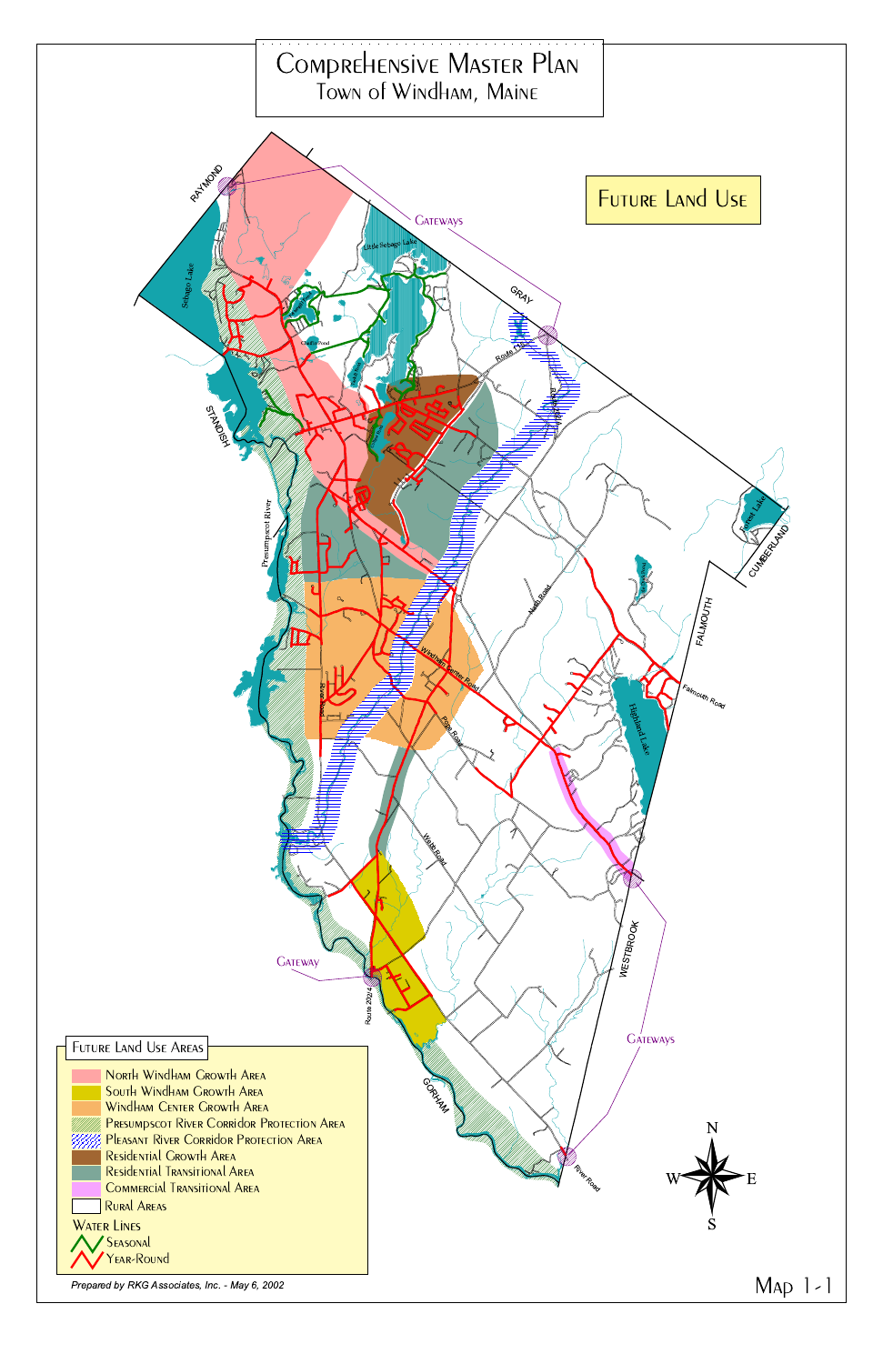# Comprehensive Master Plan
## Town of Windham, Maine

### Future Land Use

RAYMOND

GATEWAYS

GRAY

STANDISH

CUMBERLAND

FALMOUTH

WESTBROOK

GORHAM

GATEWAY

GATEWAYS

Sebago Lake

Little Sebago Lake

Presumpscot River

Highland Lake

Forest Lake

Route 302

Falmouth Road

Windham Center Road

River Road

Pope Road

Nash Road

Webb Road

Route 202/4

**Future Land Use Areas**

- North Windham Growth Area
- South Windham Growth Area
- Windham Center Growth Area
- Presumpscot River Corridor Protection Area
- Pleasant River Corridor Protection Area
- Residential Growth Area
- Residential Transitional Area
- Commercial Transitional Area
- Rural Areas

**Water Lines**

- Seasonal
- Year-Round

N

S

E

W

*Prepared by RKG Associates, Inc. - May 6, 2002*

Map 1-1